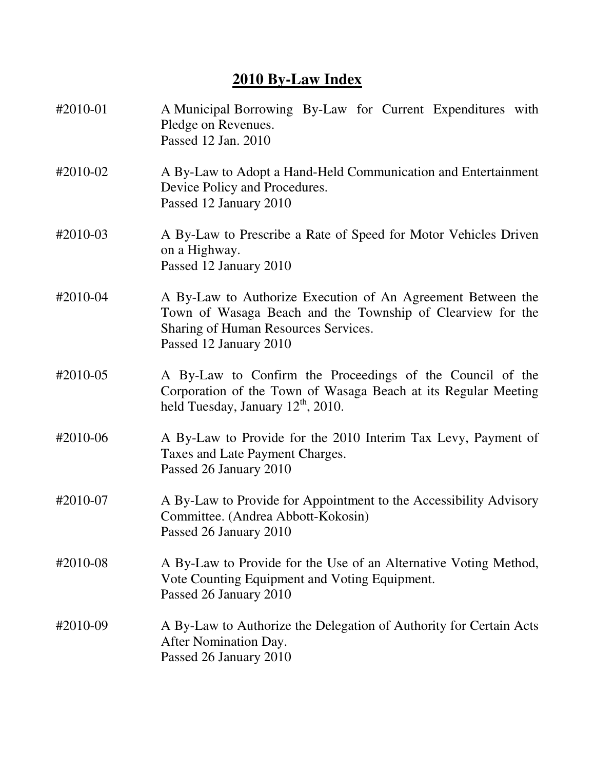# 2010 By-Law Index

#2010-01 A Municipal Borrowing By-Law for Current Expenditures with Pledge on Revenues.
Passed 12 Jan. 2010

#2010-02 A By-Law to Adopt a Hand-Held Communication and Entertainment Device Policy and Procedures.
Passed 12 January 2010

#2010-03 A By-Law to Prescribe a Rate of Speed for Motor Vehicles Driven on a Highway.
Passed 12 January 2010

#2010-04 A By-Law to Authorize Execution of An Agreement Between the Town of Wasaga Beach and the Township of Clearview for the Sharing of Human Resources Services.
Passed 12 January 2010

#2010-05 A By-Law to Confirm the Proceedings of the Council of the Corporation of the Town of Wasaga Beach at its Regular Meeting held Tuesday, January 12th, 2010.

#2010-06 A By-Law to Provide for the 2010 Interim Tax Levy, Payment of Taxes and Late Payment Charges.
Passed 26 January 2010

#2010-07 A By-Law to Provide for Appointment to the Accessibility Advisory Committee. (Andrea Abbott-Kokosin)
Passed 26 January 2010

#2010-08 A By-Law to Provide for the Use of an Alternative Voting Method, Vote Counting Equipment and Voting Equipment.
Passed 26 January 2010

#2010-09 A By-Law to Authorize the Delegation of Authority for Certain Acts After Nomination Day.
Passed 26 January 2010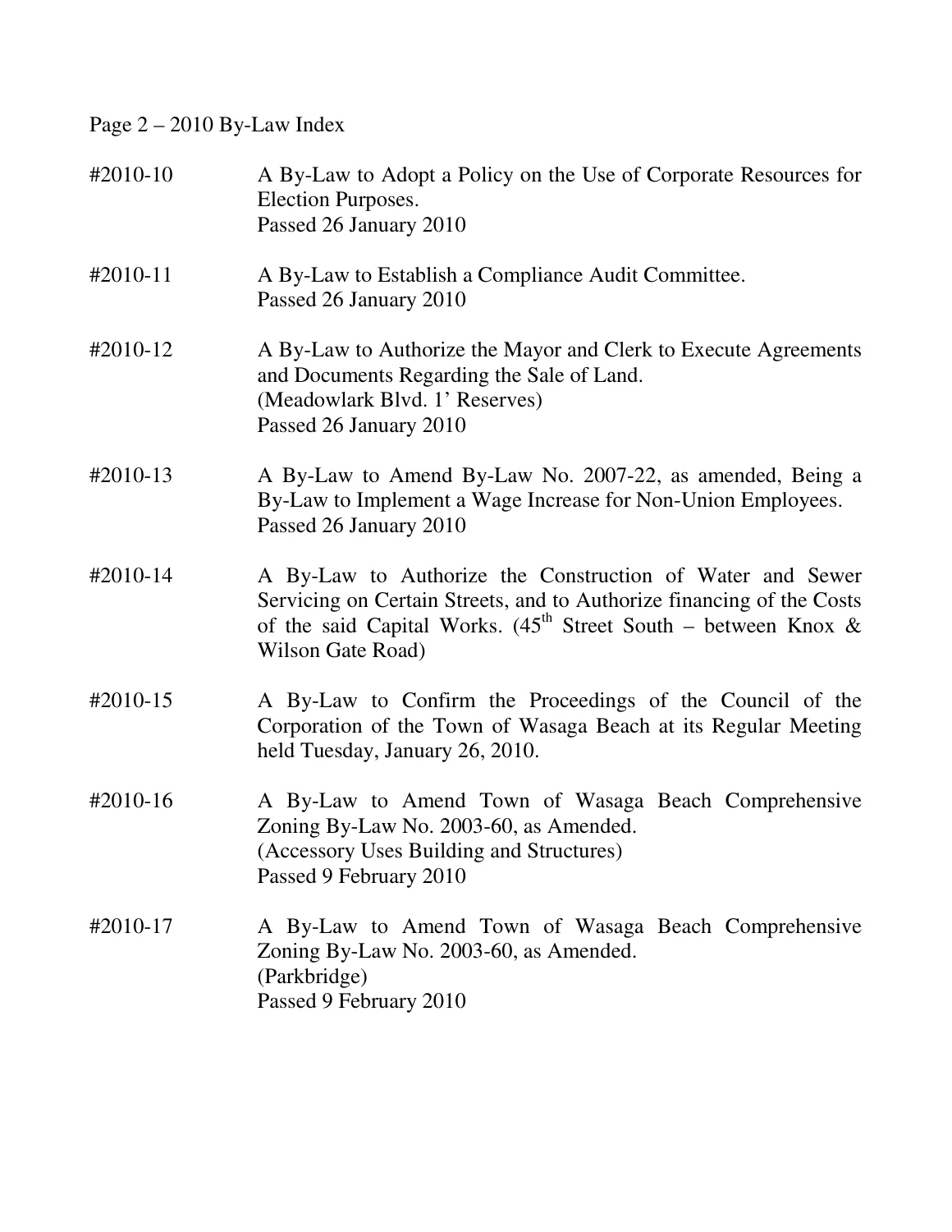Page 2 – 2010 By-Law Index

#2010-10 A By-Law to Adopt a Policy on the Use of Corporate Resources for Election Purposes.
Passed 26 January 2010

#2010-11 A By-Law to Establish a Compliance Audit Committee.
Passed 26 January 2010

#2010-12 A By-Law to Authorize the Mayor and Clerk to Execute Agreements and Documents Regarding the Sale of Land.
(Meadowlark Blvd. 1' Reserves)
Passed 26 January 2010

#2010-13 A By-Law to Amend By-Law No. 2007-22, as amended, Being a By-Law to Implement a Wage Increase for Non-Union Employees.
Passed 26 January 2010

#2010-14 A By-Law to Authorize the Construction of Water and Sewer Servicing on Certain Streets, and to Authorize financing of the Costs of the said Capital Works. (45th Street South – between Knox & Wilson Gate Road)

#2010-15 A By-Law to Confirm the Proceedings of the Council of the Corporation of the Town of Wasaga Beach at its Regular Meeting held Tuesday, January 26, 2010.

#2010-16 A By-Law to Amend Town of Wasaga Beach Comprehensive Zoning By-Law No. 2003-60, as Amended.
(Accessory Uses Building and Structures)
Passed 9 February 2010

#2010-17 A By-Law to Amend Town of Wasaga Beach Comprehensive Zoning By-Law No. 2003-60, as Amended.
(Parkbridge)
Passed 9 February 2010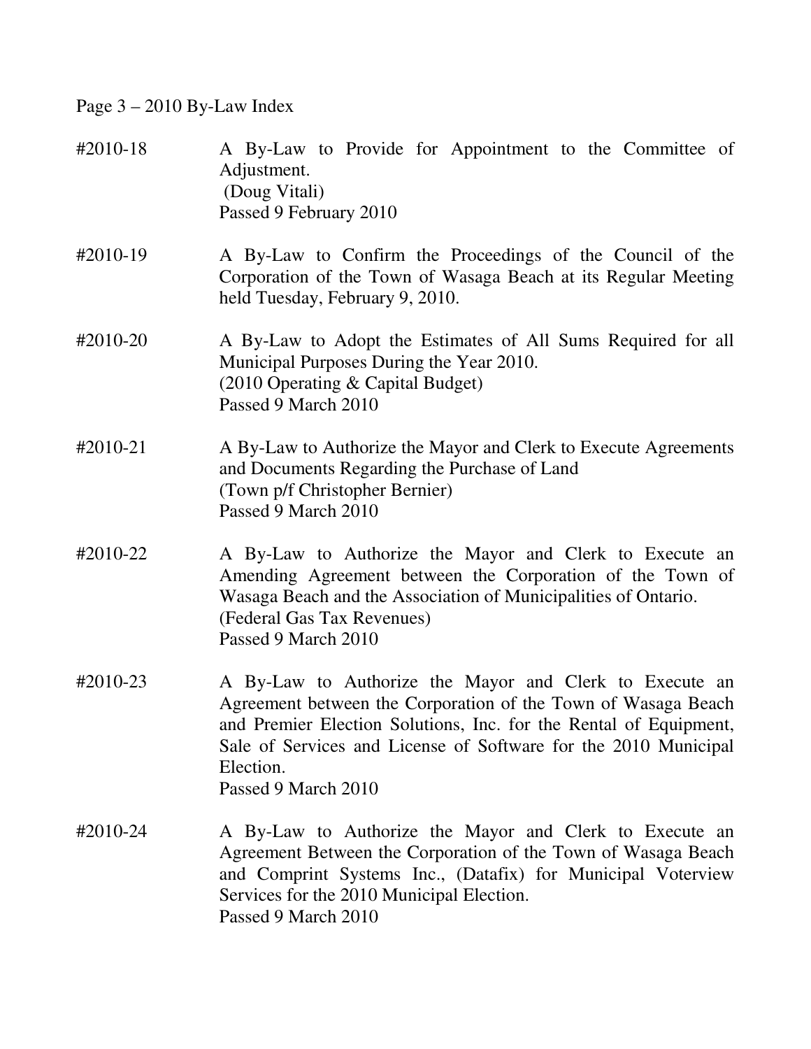Page 3 – 2010 By-Law Index

| | |
|---|---|
| #2010-18 | A By-Law to Provide for Appointment to the Committee of Adjustment.<br>(Doug Vitali)<br>Passed 9 February 2010 |
| #2010-19 | A By-Law to Confirm the Proceedings of the Council of the Corporation of the Town of Wasaga Beach at its Regular Meeting held Tuesday, February 9, 2010. |
| #2010-20 | A By-Law to Adopt the Estimates of All Sums Required for all Municipal Purposes During the Year 2010.<br>(2010 Operating & Capital Budget)<br>Passed 9 March 2010 |
| #2010-21 | A By-Law to Authorize the Mayor and Clerk to Execute Agreements and Documents Regarding the Purchase of Land<br>(Town p/f Christopher Bernier)<br>Passed 9 March 2010 |
| #2010-22 | A By-Law to Authorize the Mayor and Clerk to Execute an Amending Agreement between the Corporation of the Town of Wasaga Beach and the Association of Municipalities of Ontario.<br>(Federal Gas Tax Revenues)<br>Passed 9 March 2010 |
| #2010-23 | A By-Law to Authorize the Mayor and Clerk to Execute an Agreement between the Corporation of the Town of Wasaga Beach and Premier Election Solutions, Inc. for the Rental of Equipment, Sale of Services and License of Software for the 2010 Municipal Election.<br>Passed 9 March 2010 |
| #2010-24 | A By-Law to Authorize the Mayor and Clerk to Execute an Agreement Between the Corporation of the Town of Wasaga Beach and Comprint Systems Inc., (Datafix) for Municipal Voterview Services for the 2010 Municipal Election.<br>Passed 9 March 2010 |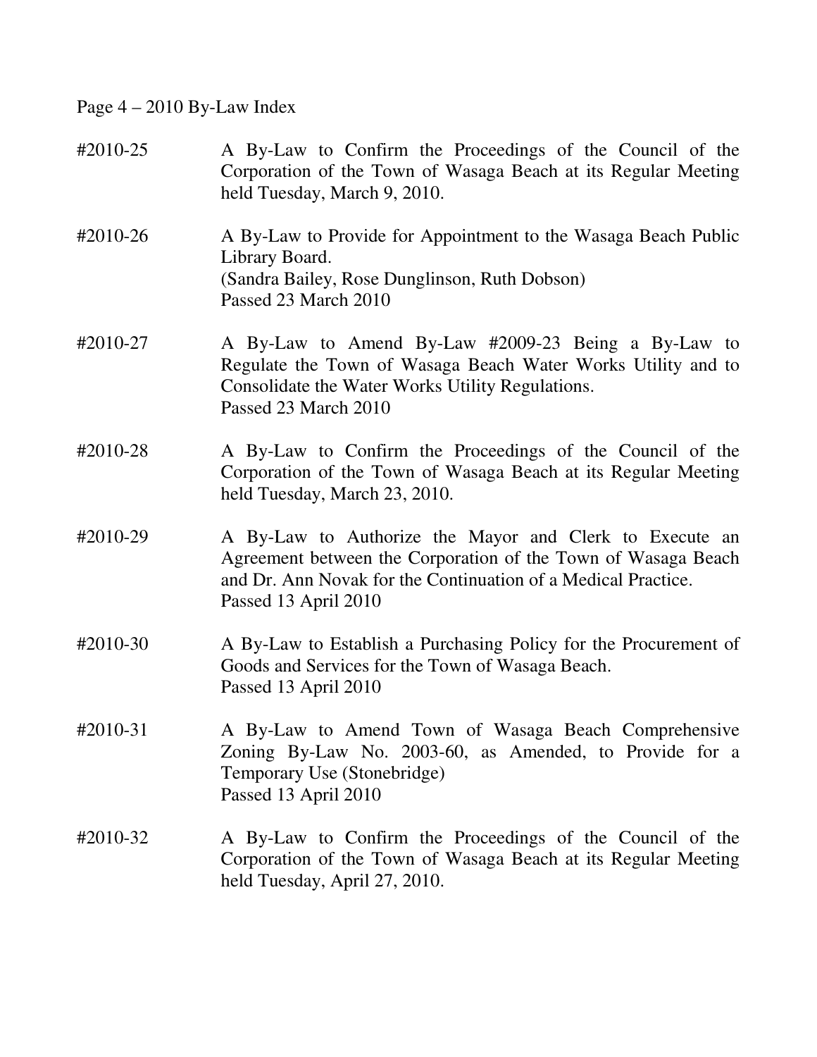Page 4 – 2010 By-Law Index

| | |
|---|---|
| #2010-25 | A By-Law to Confirm the Proceedings of the Council of the Corporation of the Town of Wasaga Beach at its Regular Meeting held Tuesday, March 9, 2010. |
| #2010-26 | A By-Law to Provide for Appointment to the Wasaga Beach Public Library Board.<br>(Sandra Bailey, Rose Dunglinson, Ruth Dobson)<br>Passed 23 March 2010 |
| #2010-27 | A By-Law to Amend By-Law #2009-23 Being a By-Law to Regulate the Town of Wasaga Beach Water Works Utility and to Consolidate the Water Works Utility Regulations.<br>Passed 23 March 2010 |
| #2010-28 | A By-Law to Confirm the Proceedings of the Council of the Corporation of the Town of Wasaga Beach at its Regular Meeting held Tuesday, March 23, 2010. |
| #2010-29 | A By-Law to Authorize the Mayor and Clerk to Execute an Agreement between the Corporation of the Town of Wasaga Beach and Dr. Ann Novak for the Continuation of a Medical Practice.<br>Passed 13 April 2010 |
| #2010-30 | A By-Law to Establish a Purchasing Policy for the Procurement of Goods and Services for the Town of Wasaga Beach.<br>Passed 13 April 2010 |
| #2010-31 | A By-Law to Amend Town of Wasaga Beach Comprehensive Zoning By-Law No. 2003-60, as Amended, to Provide for a Temporary Use (Stonebridge)<br>Passed 13 April 2010 |
| #2010-32 | A By-Law to Confirm the Proceedings of the Council of the Corporation of the Town of Wasaga Beach at its Regular Meeting held Tuesday, April 27, 2010. |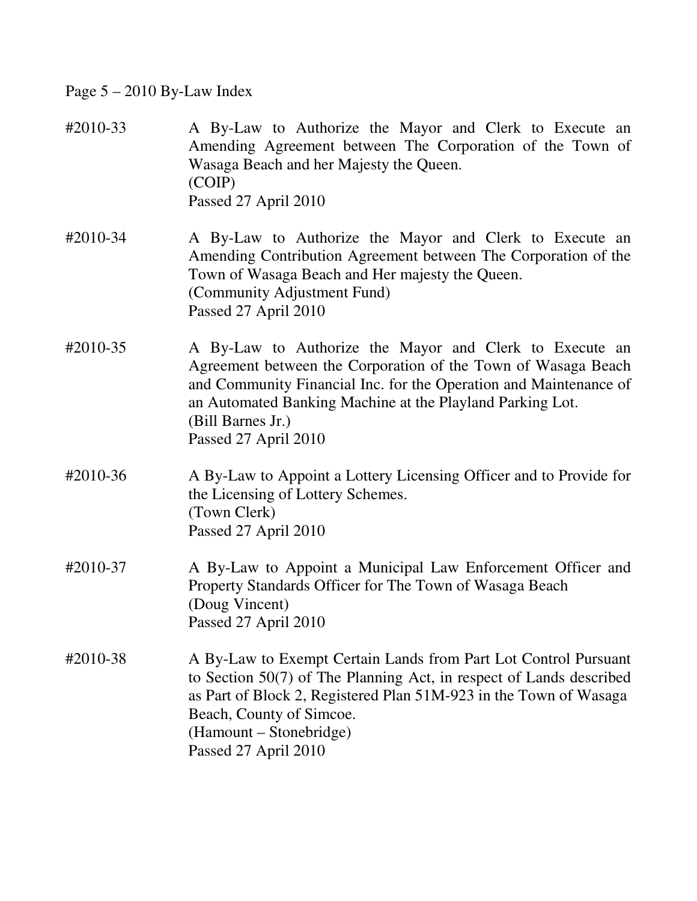Page 5 – 2010 By-Law Index

#2010-33 A By-Law to Authorize the Mayor and Clerk to Execute an Amending Agreement between The Corporation of the Town of Wasaga Beach and her Majesty the Queen.
(COIP)
Passed 27 April 2010

#2010-34 A By-Law to Authorize the Mayor and Clerk to Execute an Amending Contribution Agreement between The Corporation of the Town of Wasaga Beach and Her majesty the Queen.
(Community Adjustment Fund)
Passed 27 April 2010

#2010-35 A By-Law to Authorize the Mayor and Clerk to Execute an Agreement between the Corporation of the Town of Wasaga Beach and Community Financial Inc. for the Operation and Maintenance of an Automated Banking Machine at the Playland Parking Lot.
(Bill Barnes Jr.)
Passed 27 April 2010

#2010-36 A By-Law to Appoint a Lottery Licensing Officer and to Provide for the Licensing of Lottery Schemes.
(Town Clerk)
Passed 27 April 2010

#2010-37 A By-Law to Appoint a Municipal Law Enforcement Officer and Property Standards Officer for The Town of Wasaga Beach
(Doug Vincent)
Passed 27 April 2010

#2010-38 A By-Law to Exempt Certain Lands from Part Lot Control Pursuant to Section 50(7) of The Planning Act, in respect of Lands described as Part of Block 2, Registered Plan 51M-923 in the Town of Wasaga Beach, County of Simcoe.
(Hamount – Stonebridge)
Passed 27 April 2010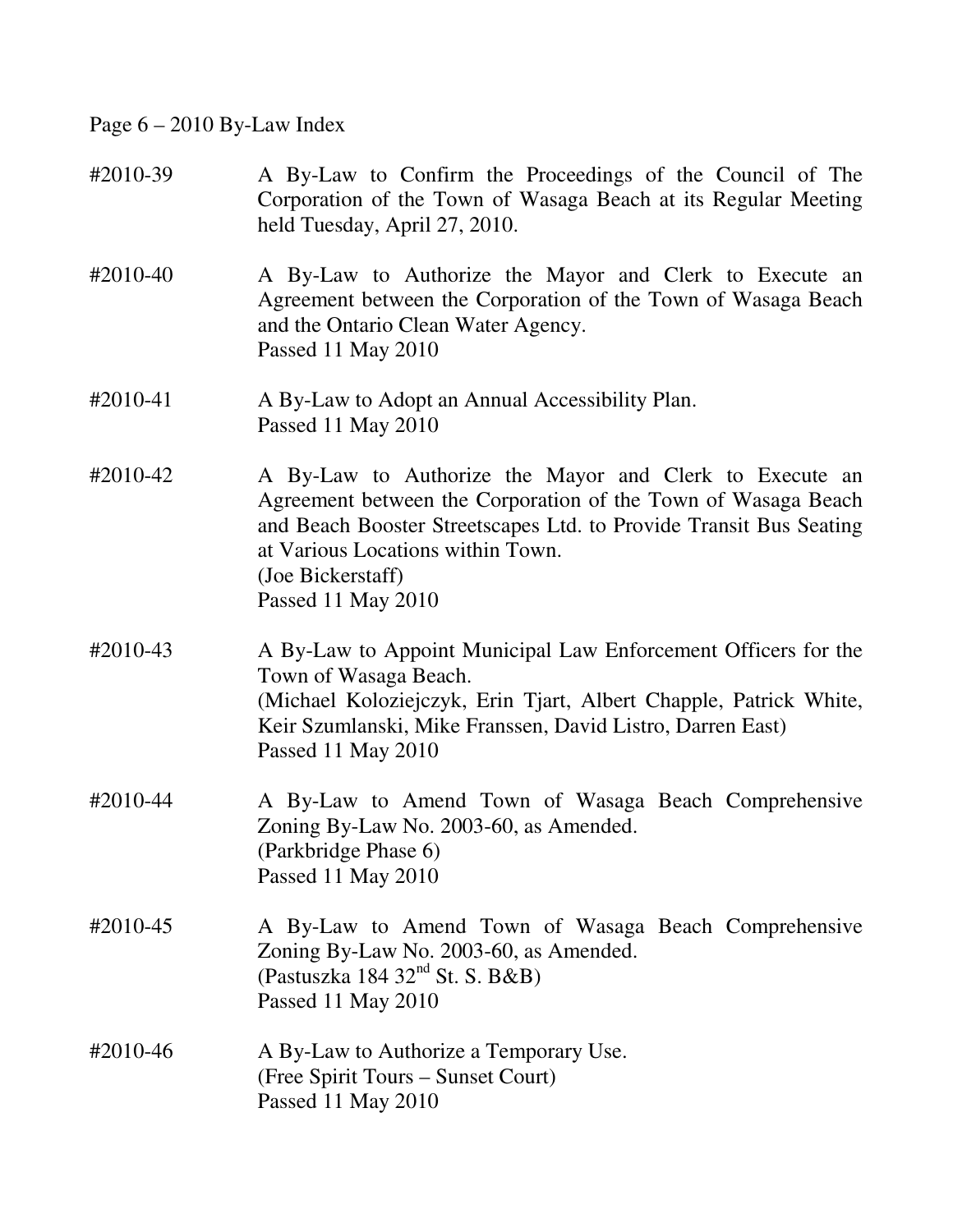Page 6 – 2010 By-Law Index

#2010-39 A By-Law to Confirm the Proceedings of the Council of The Corporation of the Town of Wasaga Beach at its Regular Meeting held Tuesday, April 27, 2010.

#2010-40 A By-Law to Authorize the Mayor and Clerk to Execute an Agreement between the Corporation of the Town of Wasaga Beach and the Ontario Clean Water Agency.
Passed 11 May 2010

#2010-41 A By-Law to Adopt an Annual Accessibility Plan.
Passed 11 May 2010

#2010-42 A By-Law to Authorize the Mayor and Clerk to Execute an Agreement between the Corporation of the Town of Wasaga Beach and Beach Booster Streetscapes Ltd. to Provide Transit Bus Seating at Various Locations within Town.
(Joe Bickerstaff)
Passed 11 May 2010

#2010-43 A By-Law to Appoint Municipal Law Enforcement Officers for the Town of Wasaga Beach.
(Michael Koloziejczyk, Erin Tjart, Albert Chapple, Patrick White, Keir Szumlanski, Mike Franssen, David Listro, Darren East)
Passed 11 May 2010

#2010-44 A By-Law to Amend Town of Wasaga Beach Comprehensive Zoning By-Law No. 2003-60, as Amended.
(Parkbridge Phase 6)
Passed 11 May 2010

#2010-45 A By-Law to Amend Town of Wasaga Beach Comprehensive Zoning By-Law No. 2003-60, as Amended.
(Pastuszka 184 32nd St. S. B&B)
Passed 11 May 2010

#2010-46 A By-Law to Authorize a Temporary Use.
(Free Spirit Tours – Sunset Court)
Passed 11 May 2010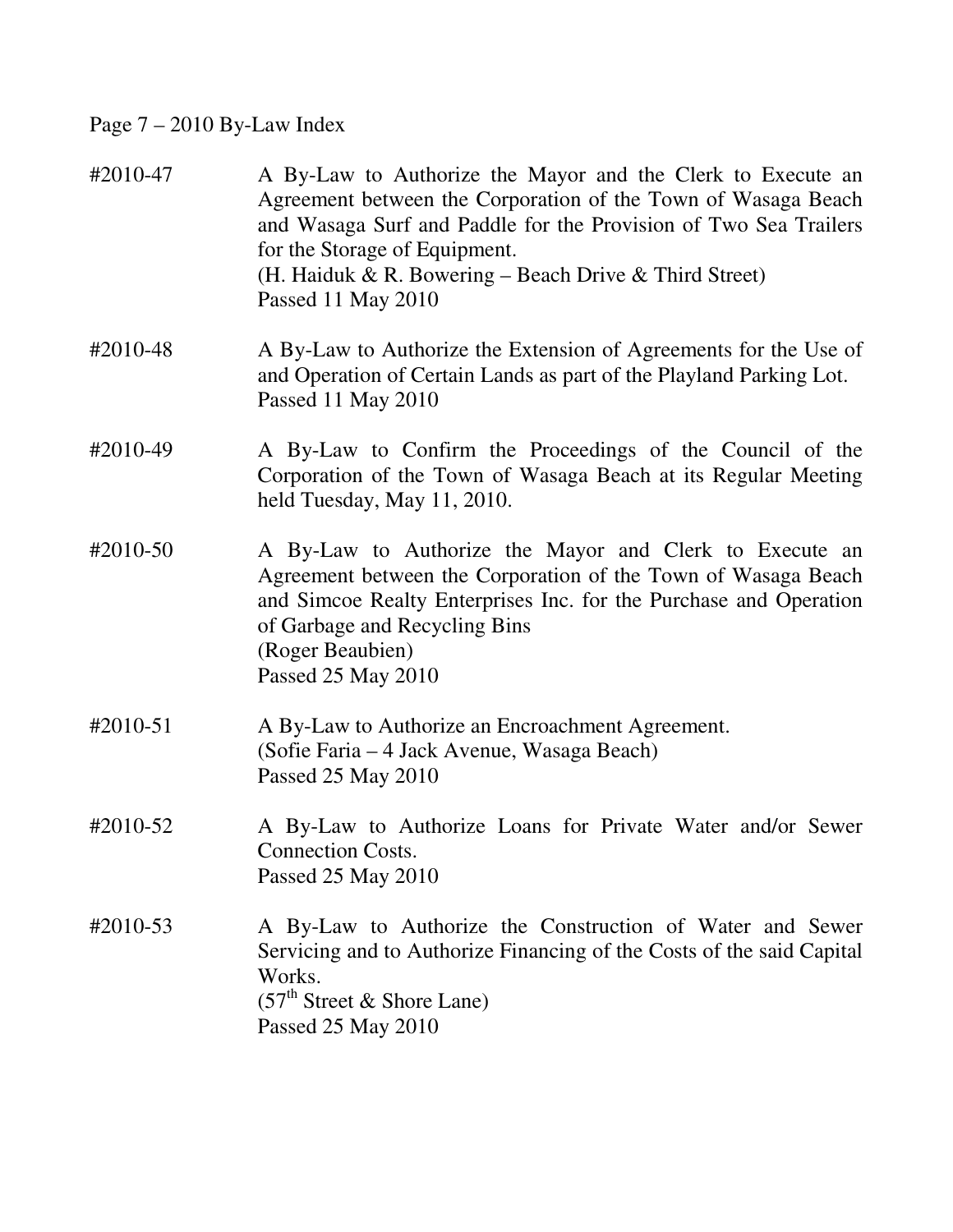Page 7 – 2010 By-Law Index

#2010-47 A By-Law to Authorize the Mayor and the Clerk to Execute an Agreement between the Corporation of the Town of Wasaga Beach and Wasaga Surf and Paddle for the Provision of Two Sea Trailers for the Storage of Equipment.
(H. Haiduk & R. Bowering – Beach Drive & Third Street)
Passed 11 May 2010

#2010-48 A By-Law to Authorize the Extension of Agreements for the Use of and Operation of Certain Lands as part of the Playland Parking Lot.
Passed 11 May 2010

#2010-49 A By-Law to Confirm the Proceedings of the Council of the Corporation of the Town of Wasaga Beach at its Regular Meeting held Tuesday, May 11, 2010.

#2010-50 A By-Law to Authorize the Mayor and Clerk to Execute an Agreement between the Corporation of the Town of Wasaga Beach and Simcoe Realty Enterprises Inc. for the Purchase and Operation of Garbage and Recycling Bins
(Roger Beaubien)
Passed 25 May 2010

#2010-51 A By-Law to Authorize an Encroachment Agreement.
(Sofie Faria – 4 Jack Avenue, Wasaga Beach)
Passed 25 May 2010

#2010-52 A By-Law to Authorize Loans for Private Water and/or Sewer Connection Costs.
Passed 25 May 2010

#2010-53 A By-Law to Authorize the Construction of Water and Sewer Servicing and to Authorize Financing of the Costs of the said Capital Works.
(57th Street & Shore Lane)
Passed 25 May 2010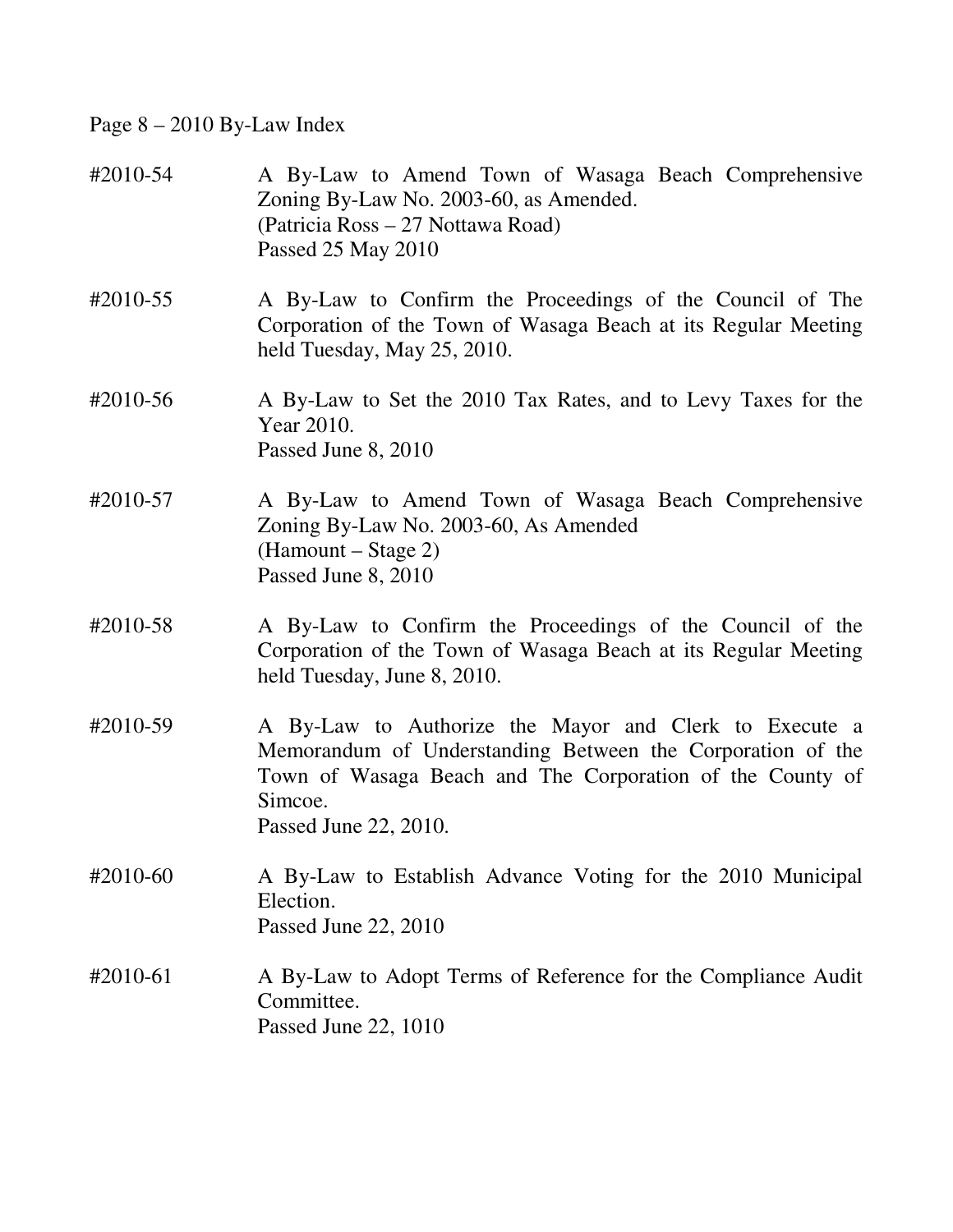#2010-54 A By-Law to Amend Town of Wasaga Beach Comprehensive Zoning By-Law No. 2003-60, as Amended.
(Patricia Ross – 27 Nottawa Road)
Passed 25 May 2010

#2010-55 A By-Law to Confirm the Proceedings of the Council of The Corporation of the Town of Wasaga Beach at its Regular Meeting held Tuesday, May 25, 2010.

#2010-56 A By-Law to Set the 2010 Tax Rates, and to Levy Taxes for the Year 2010.
Passed June 8, 2010

#2010-57 A By-Law to Amend Town of Wasaga Beach Comprehensive Zoning By-Law No. 2003-60, As Amended
(Hamount – Stage 2)
Passed June 8, 2010

#2010-58 A By-Law to Confirm the Proceedings of the Council of the Corporation of the Town of Wasaga Beach at its Regular Meeting held Tuesday, June 8, 2010.

#2010-59 A By-Law to Authorize the Mayor and Clerk to Execute a Memorandum of Understanding Between the Corporation of the Town of Wasaga Beach and The Corporation of the County of Simcoe.
Passed June 22, 2010.

#2010-60 A By-Law to Establish Advance Voting for the 2010 Municipal Election.
Passed June 22, 2010

#2010-61 A By-Law to Adopt Terms of Reference for the Compliance Audit Committee.
Passed June 22, 1010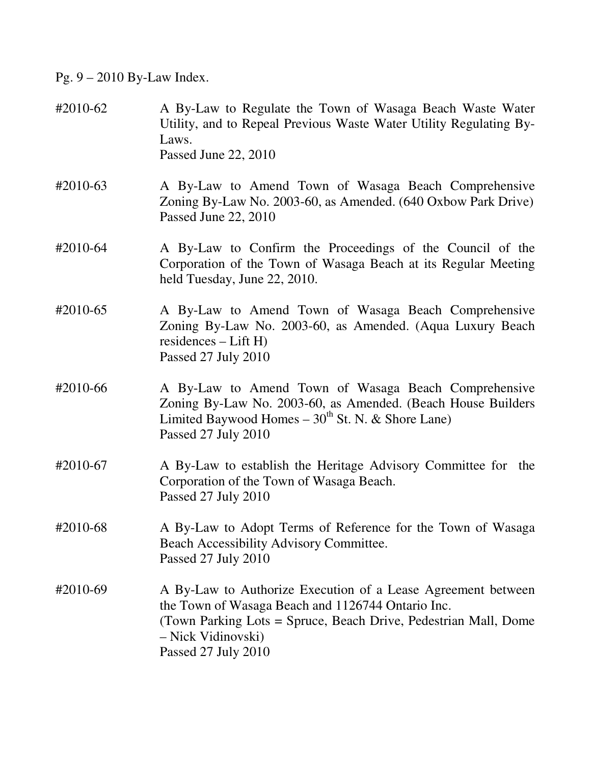Pg. 9 – 2010 By-Law Index.

#2010-62 A By-Law to Regulate the Town of Wasaga Beach Waste Water Utility, and to Repeal Previous Waste Water Utility Regulating By-Laws.
Passed June 22, 2010

#2010-63 A By-Law to Amend Town of Wasaga Beach Comprehensive Zoning By-Law No. 2003-60, as Amended. (640 Oxbow Park Drive)
Passed June 22, 2010

#2010-64 A By-Law to Confirm the Proceedings of the Council of the Corporation of the Town of Wasaga Beach at its Regular Meeting held Tuesday, June 22, 2010.

#2010-65 A By-Law to Amend Town of Wasaga Beach Comprehensive Zoning By-Law No. 2003-60, as Amended. (Aqua Luxury Beach residences – Lift H)
Passed 27 July 2010

#2010-66 A By-Law to Amend Town of Wasaga Beach Comprehensive Zoning By-Law No. 2003-60, as Amended. (Beach House Builders Limited Baywood Homes – 30th St. N. & Shore Lane)
Passed 27 July 2010

#2010-67 A By-Law to establish the Heritage Advisory Committee for the Corporation of the Town of Wasaga Beach.
Passed 27 July 2010

#2010-68 A By-Law to Adopt Terms of Reference for the Town of Wasaga Beach Accessibility Advisory Committee.
Passed 27 July 2010

#2010-69 A By-Law to Authorize Execution of a Lease Agreement between the Town of Wasaga Beach and 1126744 Ontario Inc.
(Town Parking Lots = Spruce, Beach Drive, Pedestrian Mall, Dome – Nick Vidinovski)
Passed 27 July 2010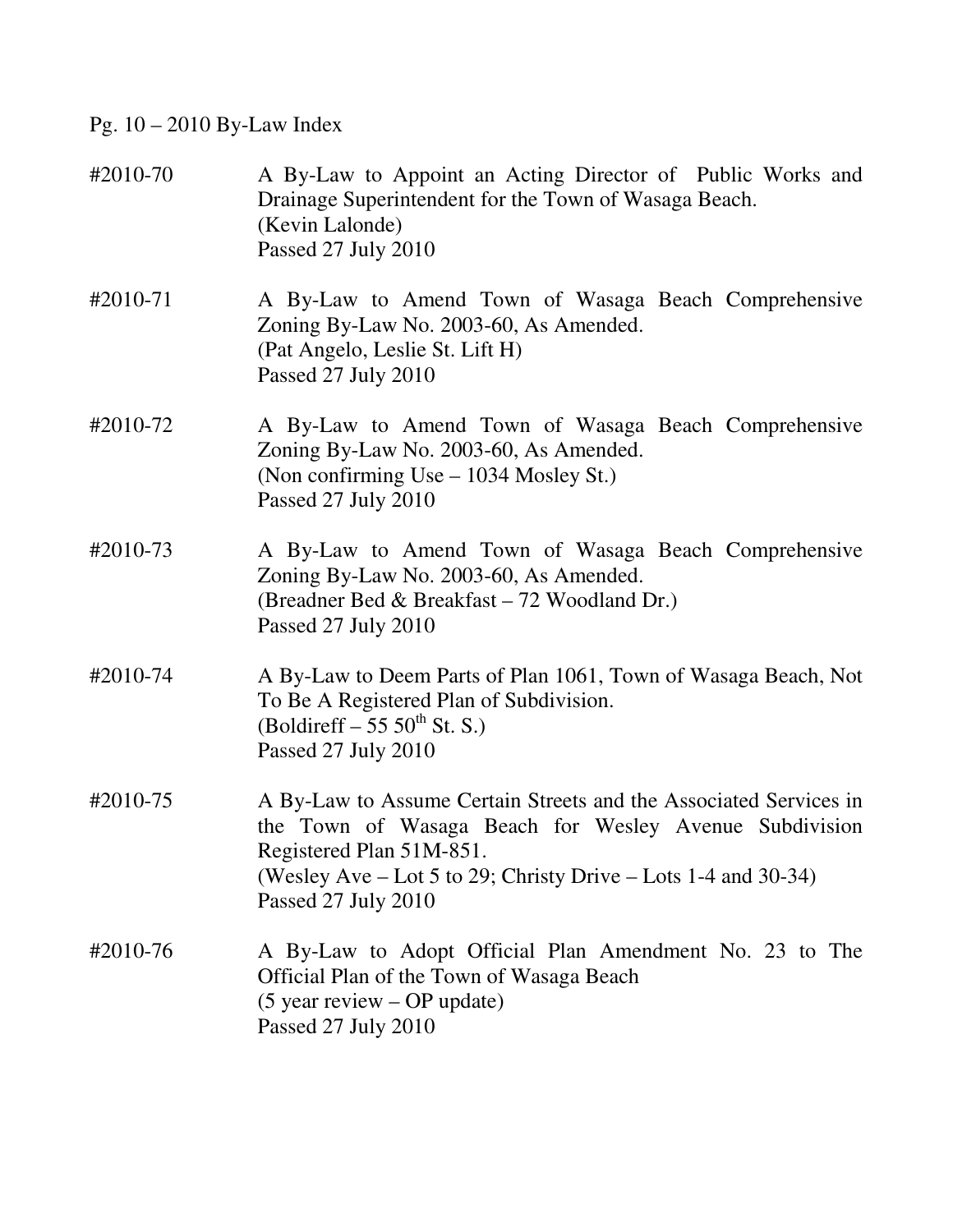Pg. 10 – 2010 By-Law Index

#2010-70 A By-Law to Appoint an Acting Director of Public Works and Drainage Superintendent for the Town of Wasaga Beach.
(Kevin Lalonde)
Passed 27 July 2010

#2010-71 A By-Law to Amend Town of Wasaga Beach Comprehensive Zoning By-Law No. 2003-60, As Amended.
(Pat Angelo, Leslie St. Lift H)
Passed 27 July 2010

#2010-72 A By-Law to Amend Town of Wasaga Beach Comprehensive Zoning By-Law No. 2003-60, As Amended.
(Non confirming Use – 1034 Mosley St.)
Passed 27 July 2010

#2010-73 A By-Law to Amend Town of Wasaga Beach Comprehensive Zoning By-Law No. 2003-60, As Amended.
(Breadner Bed & Breakfast – 72 Woodland Dr.)
Passed 27 July 2010

#2010-74 A By-Law to Deem Parts of Plan 1061, Town of Wasaga Beach, Not To Be A Registered Plan of Subdivision.
(Boldireff – 55 50th St. S.)
Passed 27 July 2010

#2010-75 A By-Law to Assume Certain Streets and the Associated Services in the Town of Wasaga Beach for Wesley Avenue Subdivision Registered Plan 51M-851.
(Wesley Ave – Lot 5 to 29; Christy Drive – Lots 1-4 and 30-34)
Passed 27 July 2010

#2010-76 A By-Law to Adopt Official Plan Amendment No. 23 to The Official Plan of the Town of Wasaga Beach
(5 year review – OP update)
Passed 27 July 2010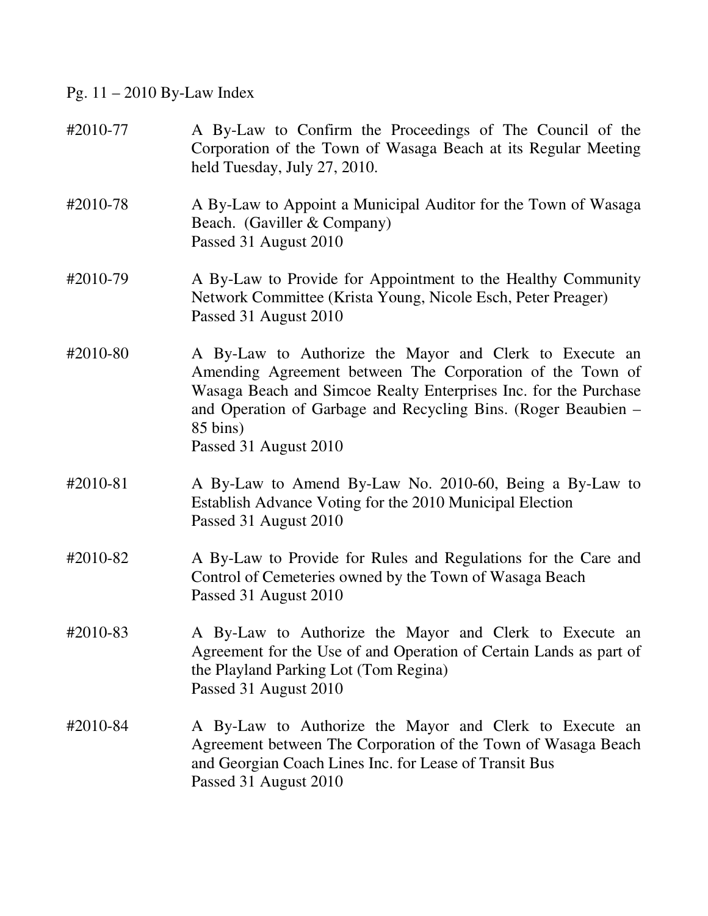Pg. 11 – 2010 By-Law Index

#2010-77 A By-Law to Confirm the Proceedings of The Council of the Corporation of the Town of Wasaga Beach at its Regular Meeting held Tuesday, July 27, 2010.

#2010-78 A By-Law to Appoint a Municipal Auditor for the Town of Wasaga Beach. (Gaviller & Company)
Passed 31 August 2010

#2010-79 A By-Law to Provide for Appointment to the Healthy Community Network Committee (Krista Young, Nicole Esch, Peter Preager)
Passed 31 August 2010

#2010-80 A By-Law to Authorize the Mayor and Clerk to Execute an Amending Agreement between The Corporation of the Town of Wasaga Beach and Simcoe Realty Enterprises Inc. for the Purchase and Operation of Garbage and Recycling Bins. (Roger Beaubien – 85 bins)
Passed 31 August 2010

#2010-81 A By-Law to Amend By-Law No. 2010-60, Being a By-Law to Establish Advance Voting for the 2010 Municipal Election
Passed 31 August 2010

#2010-82 A By-Law to Provide for Rules and Regulations for the Care and Control of Cemeteries owned by the Town of Wasaga Beach
Passed 31 August 2010

#2010-83 A By-Law to Authorize the Mayor and Clerk to Execute an Agreement for the Use of and Operation of Certain Lands as part of the Playland Parking Lot (Tom Regina)
Passed 31 August 2010

#2010-84 A By-Law to Authorize the Mayor and Clerk to Execute an Agreement between The Corporation of the Town of Wasaga Beach and Georgian Coach Lines Inc. for Lease of Transit Bus
Passed 31 August 2010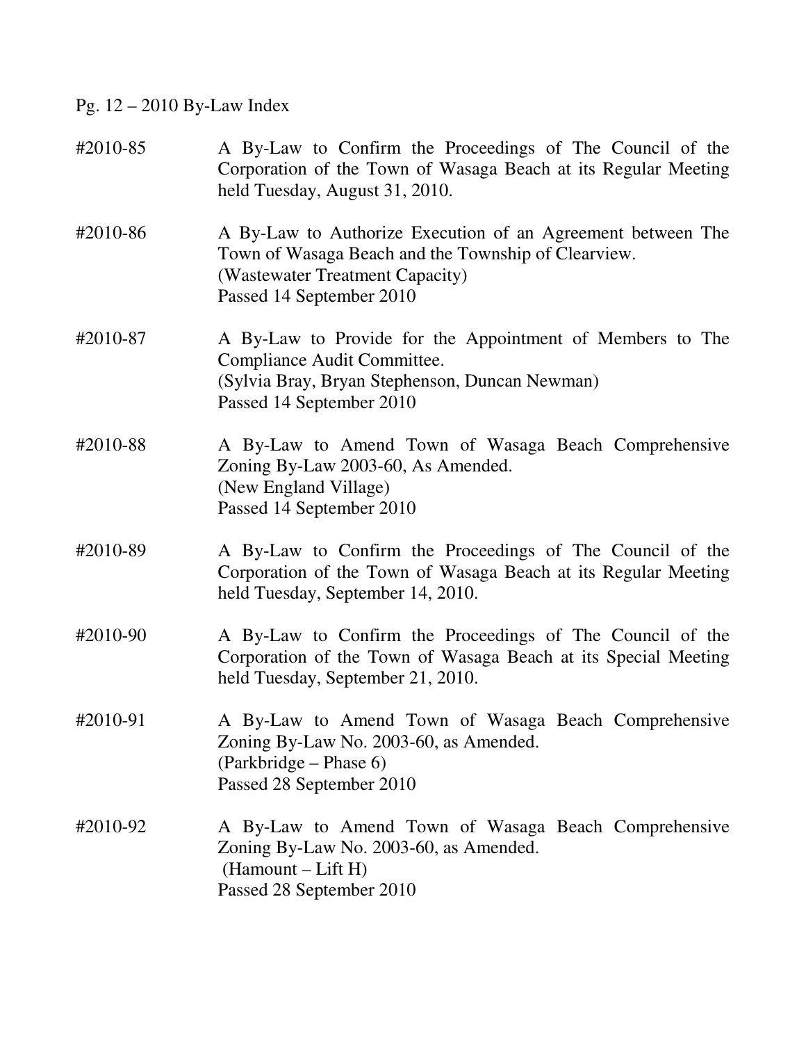Pg. 12 – 2010 By-Law Index

#2010-85 A By-Law to Confirm the Proceedings of The Council of the Corporation of the Town of Wasaga Beach at its Regular Meeting held Tuesday, August 31, 2010.

#2010-86 A By-Law to Authorize Execution of an Agreement between The Town of Wasaga Beach and the Township of Clearview.
(Wastewater Treatment Capacity)
Passed 14 September 2010

#2010-87 A By-Law to Provide for the Appointment of Members to The Compliance Audit Committee.
(Sylvia Bray, Bryan Stephenson, Duncan Newman)
Passed 14 September 2010

#2010-88 A By-Law to Amend Town of Wasaga Beach Comprehensive Zoning By-Law 2003-60, As Amended.
(New England Village)
Passed 14 September 2010

#2010-89 A By-Law to Confirm the Proceedings of The Council of the Corporation of the Town of Wasaga Beach at its Regular Meeting held Tuesday, September 14, 2010.

#2010-90 A By-Law to Confirm the Proceedings of The Council of the Corporation of the Town of Wasaga Beach at its Special Meeting held Tuesday, September 21, 2010.

#2010-91 A By-Law to Amend Town of Wasaga Beach Comprehensive Zoning By-Law No. 2003-60, as Amended.
(Parkbridge – Phase 6)
Passed 28 September 2010

#2010-92 A By-Law to Amend Town of Wasaga Beach Comprehensive Zoning By-Law No. 2003-60, as Amended.
(Hamount – Lift H)
Passed 28 September 2010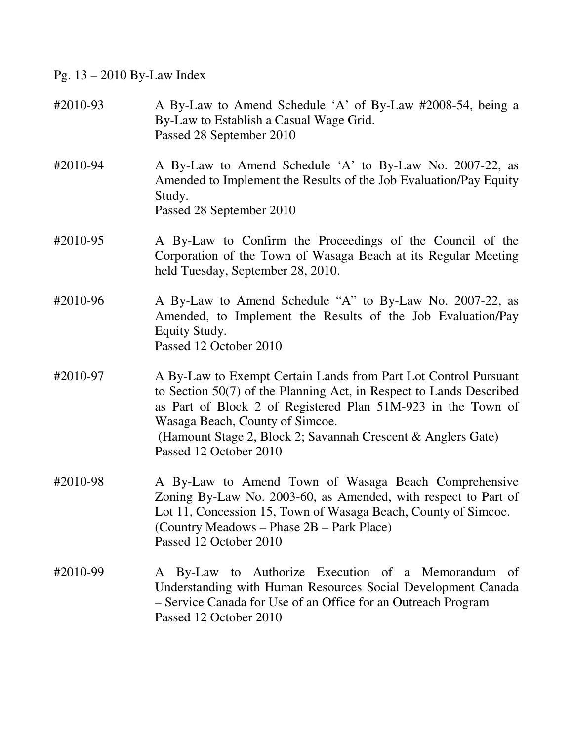Pg. 13 – 2010 By-Law Index

| | |
|---|---|
| #2010-93 | A By-Law to Amend Schedule 'A' of By-Law #2008-54, being a By-Law to Establish a Casual Wage Grid.<br>Passed 28 September 2010 |
| #2010-94 | A By-Law to Amend Schedule 'A' to By-Law No. 2007-22, as Amended to Implement the Results of the Job Evaluation/Pay Equity Study.<br>Passed 28 September 2010 |
| #2010-95 | A By-Law to Confirm the Proceedings of the Council of the Corporation of the Town of Wasaga Beach at its Regular Meeting held Tuesday, September 28, 2010. |
| #2010-96 | A By-Law to Amend Schedule "A" to By-Law No. 2007-22, as Amended, to Implement the Results of the Job Evaluation/Pay Equity Study.<br>Passed 12 October 2010 |
| #2010-97 | A By-Law to Exempt Certain Lands from Part Lot Control Pursuant to Section 50(7) of the Planning Act, in Respect to Lands Described as Part of Block 2 of Registered Plan 51M-923 in the Town of Wasaga Beach, County of Simcoe.<br>(Hamount Stage 2, Block 2; Savannah Crescent & Anglers Gate)<br>Passed 12 October 2010 |
| #2010-98 | A By-Law to Amend Town of Wasaga Beach Comprehensive Zoning By-Law No. 2003-60, as Amended, with respect to Part of Lot 11, Concession 15, Town of Wasaga Beach, County of Simcoe.<br>(Country Meadows – Phase 2B – Park Place)<br>Passed 12 October 2010 |
| #2010-99 | A By-Law to Authorize Execution of a Memorandum of Understanding with Human Resources Social Development Canada – Service Canada for Use of an Office for an Outreach Program<br>Passed 12 October 2010 |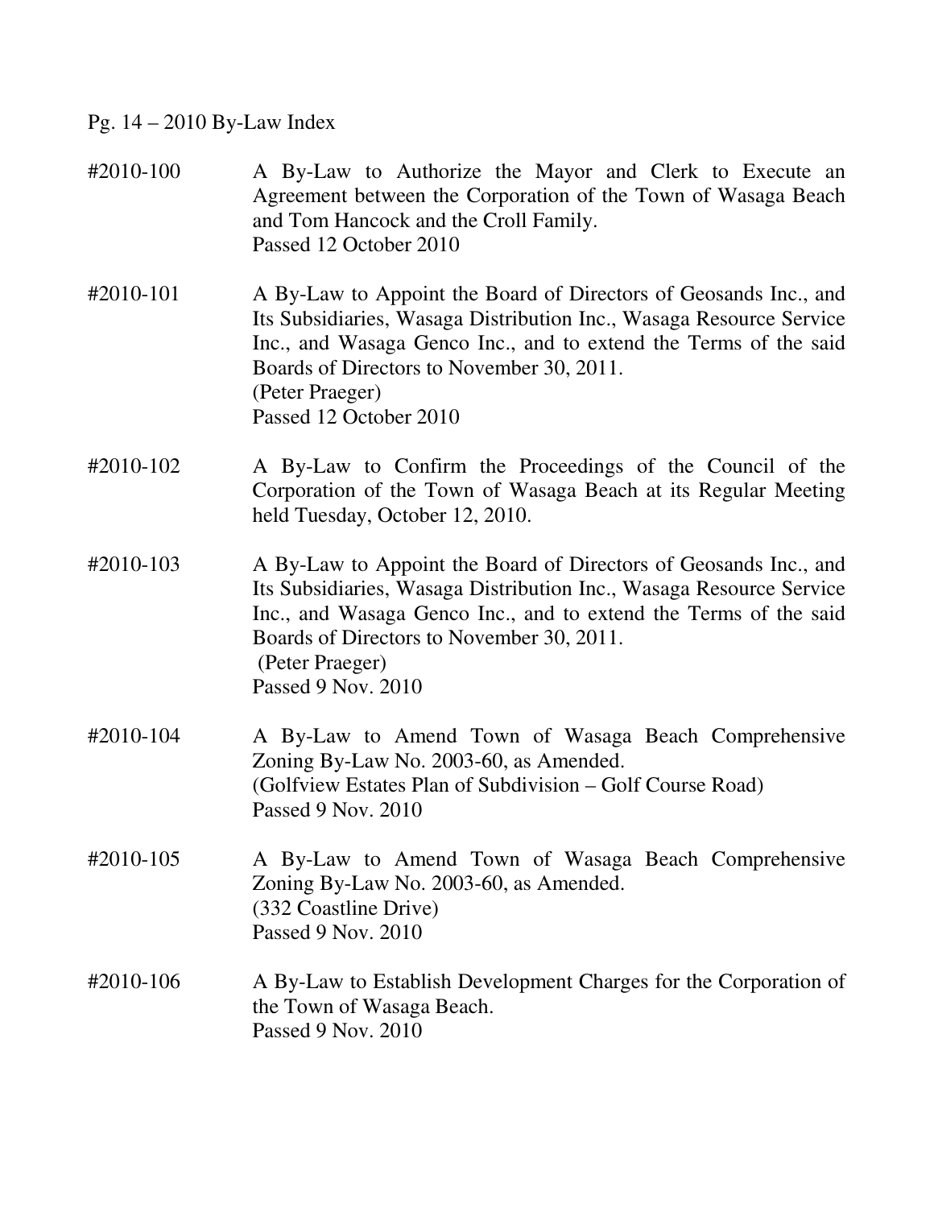Pg. 14 – 2010 By-Law Index

#2010-100 A By-Law to Authorize the Mayor and Clerk to Execute an Agreement between the Corporation of the Town of Wasaga Beach and Tom Hancock and the Croll Family.
Passed 12 October 2010

#2010-101 A By-Law to Appoint the Board of Directors of Geosands Inc., and Its Subsidiaries, Wasaga Distribution Inc., Wasaga Resource Service Inc., and Wasaga Genco Inc., and to extend the Terms of the said Boards of Directors to November 30, 2011.
(Peter Praeger)
Passed 12 October 2010

#2010-102 A By-Law to Confirm the Proceedings of the Council of the Corporation of the Town of Wasaga Beach at its Regular Meeting held Tuesday, October 12, 2010.

#2010-103 A By-Law to Appoint the Board of Directors of Geosands Inc., and Its Subsidiaries, Wasaga Distribution Inc., Wasaga Resource Service Inc., and Wasaga Genco Inc., and to extend the Terms of the said Boards of Directors to November 30, 2011.
(Peter Praeger)
Passed 9 Nov. 2010

#2010-104 A By-Law to Amend Town of Wasaga Beach Comprehensive Zoning By-Law No. 2003-60, as Amended.
(Golfview Estates Plan of Subdivision – Golf Course Road)
Passed 9 Nov. 2010

#2010-105 A By-Law to Amend Town of Wasaga Beach Comprehensive Zoning By-Law No. 2003-60, as Amended.
(332 Coastline Drive)
Passed 9 Nov. 2010

#2010-106 A By-Law to Establish Development Charges for the Corporation of the Town of Wasaga Beach.
Passed 9 Nov. 2010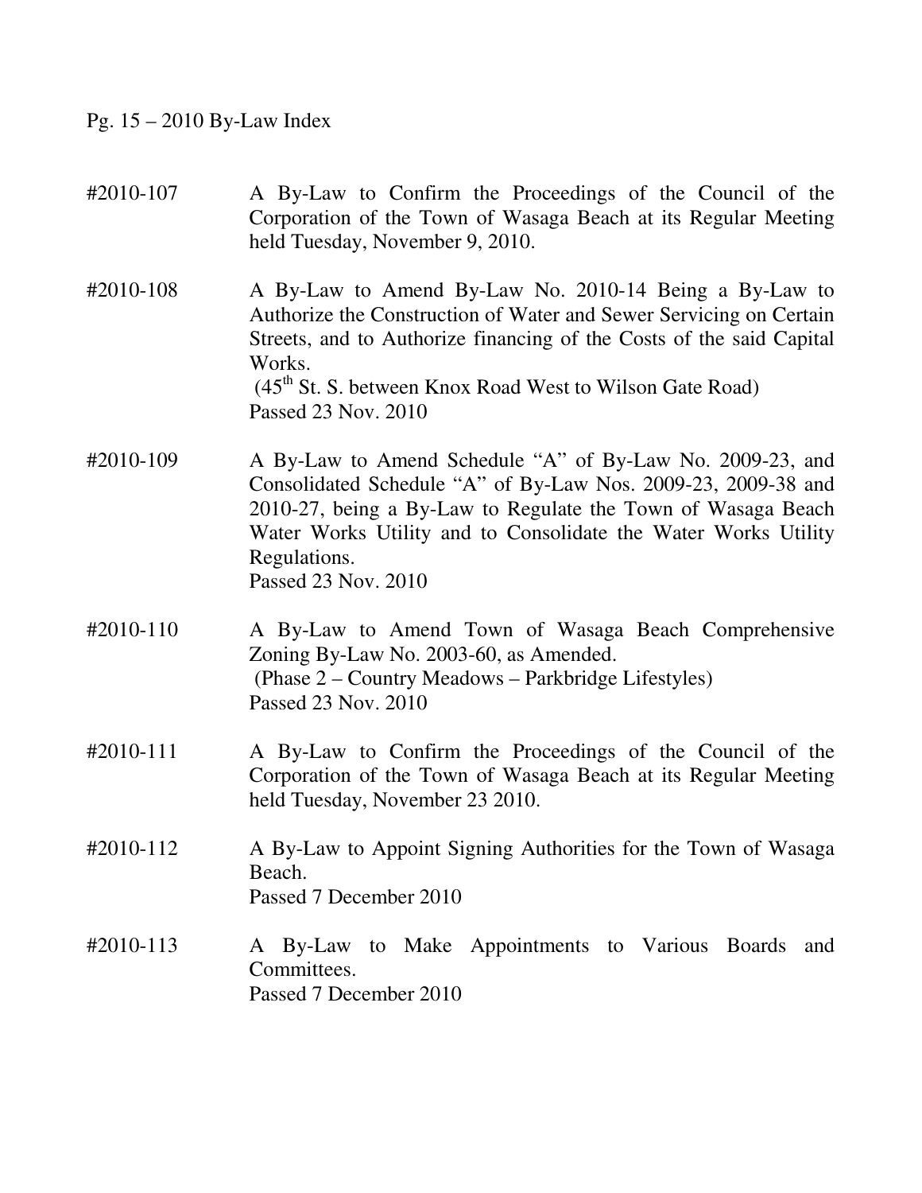#2010-107 A By-Law to Confirm the Proceedings of the Council of the Corporation of the Town of Wasaga Beach at its Regular Meeting held Tuesday, November 9, 2010.

#2010-108 A By-Law to Amend By-Law No. 2010-14 Being a By-Law to Authorize the Construction of Water and Sewer Servicing on Certain Streets, and to Authorize financing of the Costs of the said Capital Works.
(45th St. S. between Knox Road West to Wilson Gate Road)
Passed 23 Nov. 2010

#2010-109 A By-Law to Amend Schedule "A" of By-Law No. 2009-23, and Consolidated Schedule "A" of By-Law Nos. 2009-23, 2009-38 and 2010-27, being a By-Law to Regulate the Town of Wasaga Beach Water Works Utility and to Consolidate the Water Works Utility Regulations.
Passed 23 Nov. 2010

#2010-110 A By-Law to Amend Town of Wasaga Beach Comprehensive Zoning By-Law No. 2003-60, as Amended.
(Phase 2 – Country Meadows – Parkbridge Lifestyles)
Passed 23 Nov. 2010

#2010-111 A By-Law to Confirm the Proceedings of the Council of the Corporation of the Town of Wasaga Beach at its Regular Meeting held Tuesday, November 23 2010.

#2010-112 A By-Law to Appoint Signing Authorities for the Town of Wasaga Beach.
Passed 7 December 2010

#2010-113 A By-Law to Make Appointments to Various Boards and Committees.
Passed 7 December 2010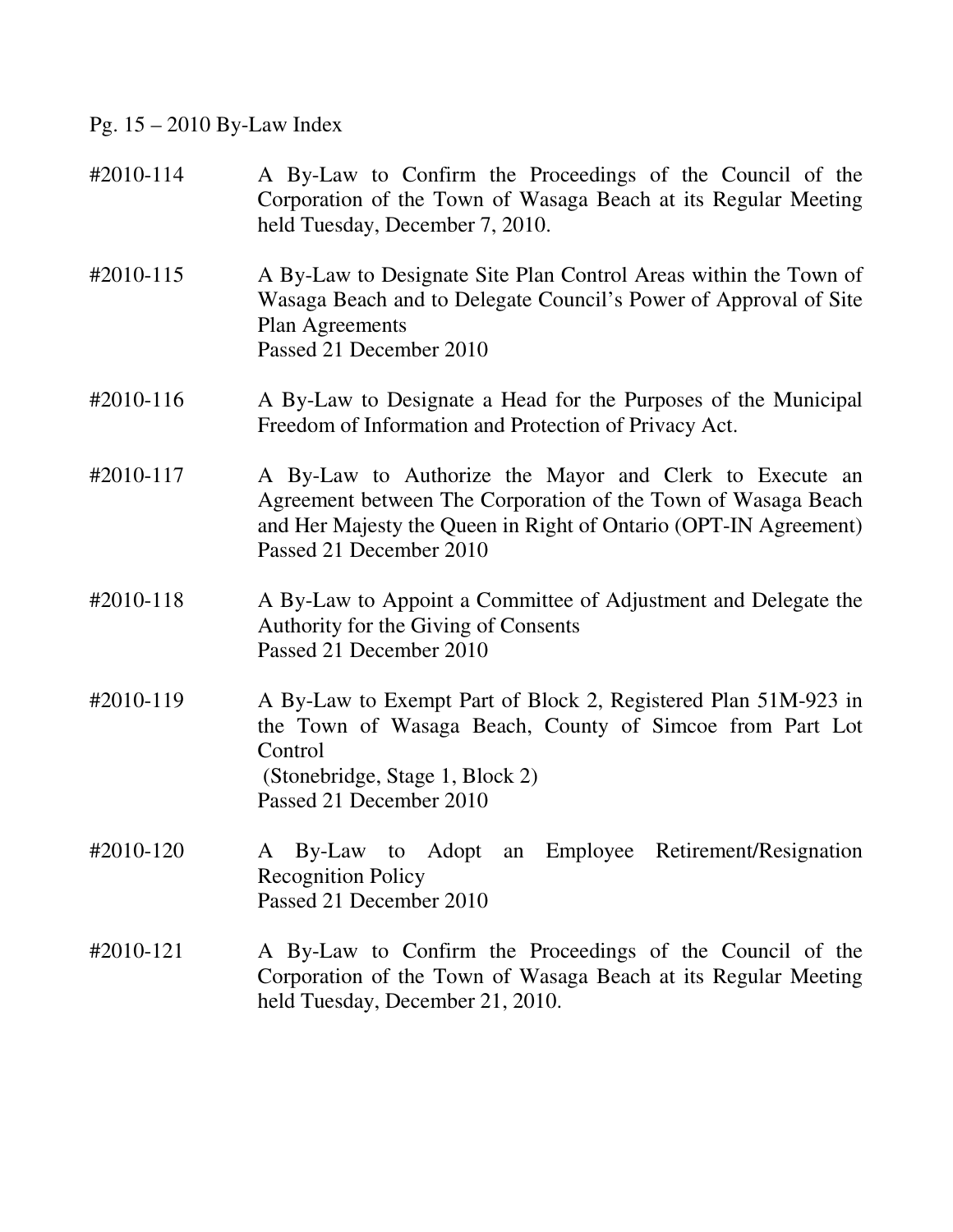Pg. 15 – 2010 By-Law Index

| | |
|---|---|
| #2010-114 | A By-Law to Confirm the Proceedings of the Council of the Corporation of the Town of Wasaga Beach at its Regular Meeting held Tuesday, December 7, 2010. |
| #2010-115 | A By-Law to Designate Site Plan Control Areas within the Town of Wasaga Beach and to Delegate Council's Power of Approval of Site Plan Agreements<br>Passed 21 December 2010 |
| #2010-116 | A By-Law to Designate a Head for the Purposes of the Municipal Freedom of Information and Protection of Privacy Act. |
| #2010-117 | A By-Law to Authorize the Mayor and Clerk to Execute an Agreement between The Corporation of the Town of Wasaga Beach and Her Majesty the Queen in Right of Ontario (OPT-IN Agreement)<br>Passed 21 December 2010 |
| #2010-118 | A By-Law to Appoint a Committee of Adjustment and Delegate the Authority for the Giving of Consents<br>Passed 21 December 2010 |
| #2010-119 | A By-Law to Exempt Part of Block 2, Registered Plan 51M-923 in the Town of Wasaga Beach, County of Simcoe from Part Lot Control<br>(Stonebridge, Stage 1, Block 2)<br>Passed 21 December 2010 |
| #2010-120 | A By-Law to Adopt an Employee Retirement/Resignation Recognition Policy<br>Passed 21 December 2010 |
| #2010-121 | A By-Law to Confirm the Proceedings of the Council of the Corporation of the Town of Wasaga Beach at its Regular Meeting held Tuesday, December 21, 2010. |